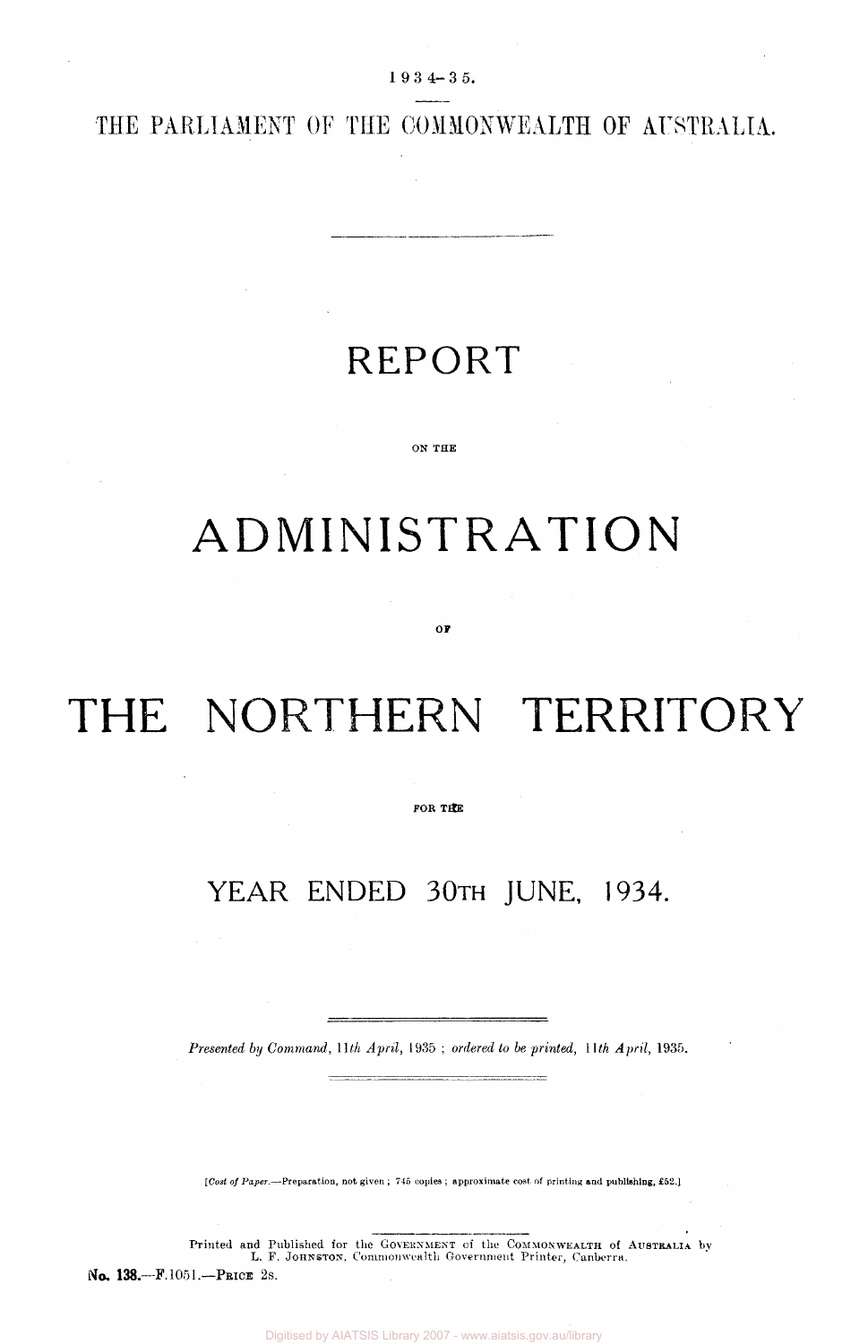1934–35.

THE PARLIAMENT OF THE COMMONWEALTH OF AUSTRALIA.

# REPORT

ON THE

# ADMINISTRATION

OF

# THE NORTHERN TERRITORY

FOR THE

## YEAR ENDED 30TH JUNE, 1934.

*Presented by Command, 11th April, 1935; ordered to be printed, 11th April, 1935.*

[*Cost of Paper.*—Preparation, not given; 745 copies; approximate cost of printing and publishing, £52.]

Printed and Published for the GOVERNMENT of the COMMONWEALTH of AUSTRALIA by L. F. JOHNSTON, Commonwealth Government Printer, Canberra.

No. 138.—F.1051.—PRICE 2S.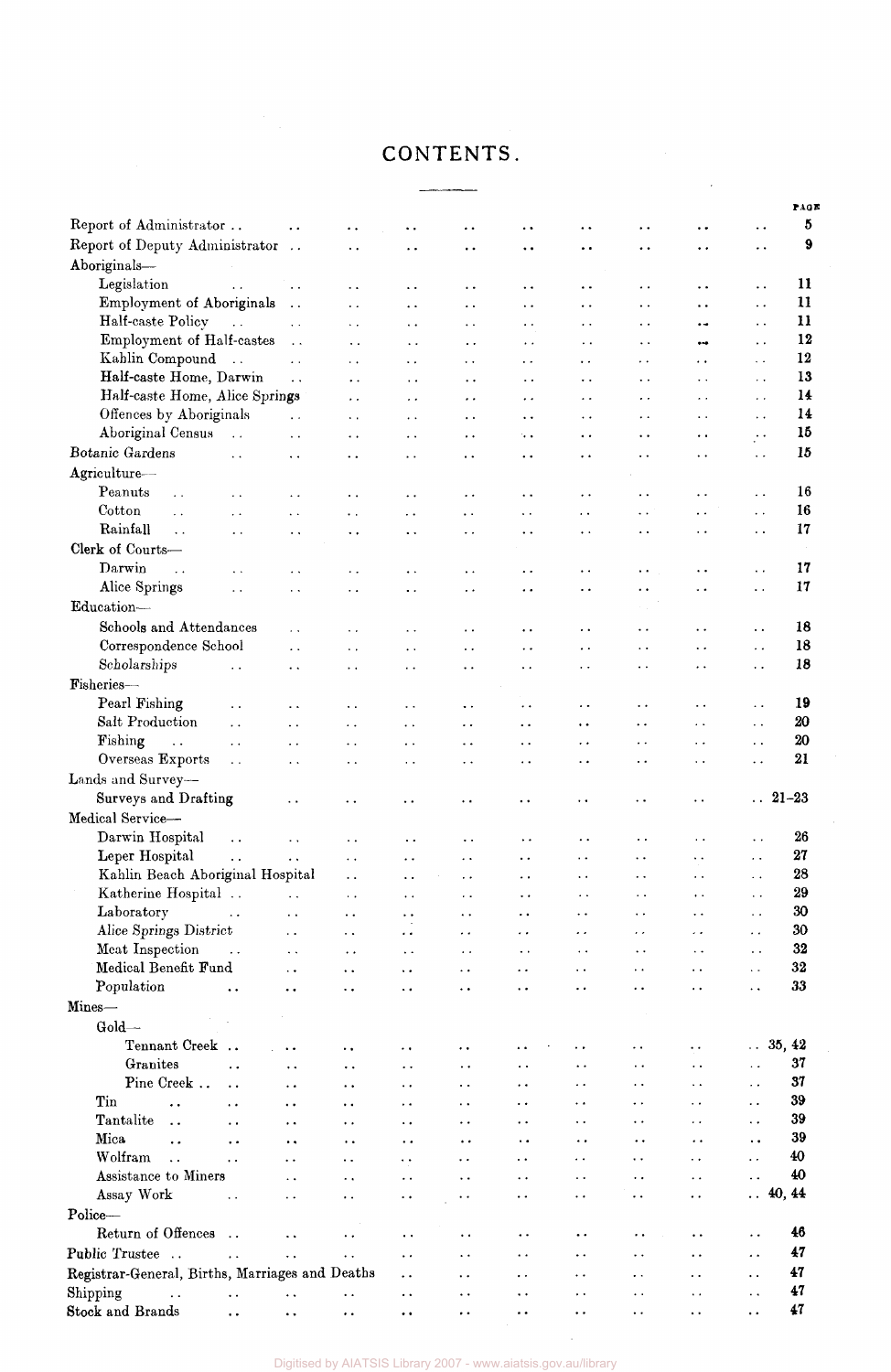# CONTENTS.

| | PAGE |
|---|---|
| Report of Administrator | 5 |
| Report of Deputy Administrator | 9 |
| Aboriginals— | |
| Legislation | 11 |
| Employment of Aboriginals | 11 |
| Half-caste Policy | 11 |
| Employment of Half-castes | 12 |
| Kahlin Compound | 12 |
| Half-caste Home, Darwin | 13 |
| Half-caste Home, Alice Springs | 14 |
| Offences by Aboriginals | 14 |
| Aboriginal Census | 15 |
| Botanic Gardens | 15 |
| Agriculture— | |
| Peanuts | 16 |
| Cotton | 16 |
| Rainfall | 17 |
| Clerk of Courts— | |
| Darwin | 17 |
| Alice Springs | 17 |
| Education— | |
| Schools and Attendances | 18 |
| Correspondence School | 18 |
| Scholarships | 18 |
| Fisheries— | |
| Pearl Fishing | 19 |
| Salt Production | 20 |
| Fishing | 20 |
| Overseas Exports | 21 |
| Lands and Survey— | |
| Surveys and Drafting | 21–23 |
| Medical Service— | |
| Darwin Hospital | 26 |
| Leper Hospital | 27 |
| Kahlin Beach Aboriginal Hospital | 28 |
| Katherine Hospital | 29 |
| Laboratory | 30 |
| Alice Springs District | 30 |
| Meat Inspection | 32 |
| Medical Benefit Fund | 32 |
| Population | 33 |
| Mines— | |
| Gold— | |
| Tennant Creek | 35, 42 |
| Granites | 37 |
| Pine Creek | 37 |
| Tin | 39 |
| Tantalite | 39 |
| Mica | 39 |
| Wolfram | 40 |
| Assistance to Miners | 40 |
| Assay Work | 40, 44 |
| Police— | |
| Return of Offences | 46 |
| Public Trustee | 47 |
| Registrar-General, Births, Marriages and Deaths | 47 |
| Shipping | 47 |
| Stock and Brands | 47 |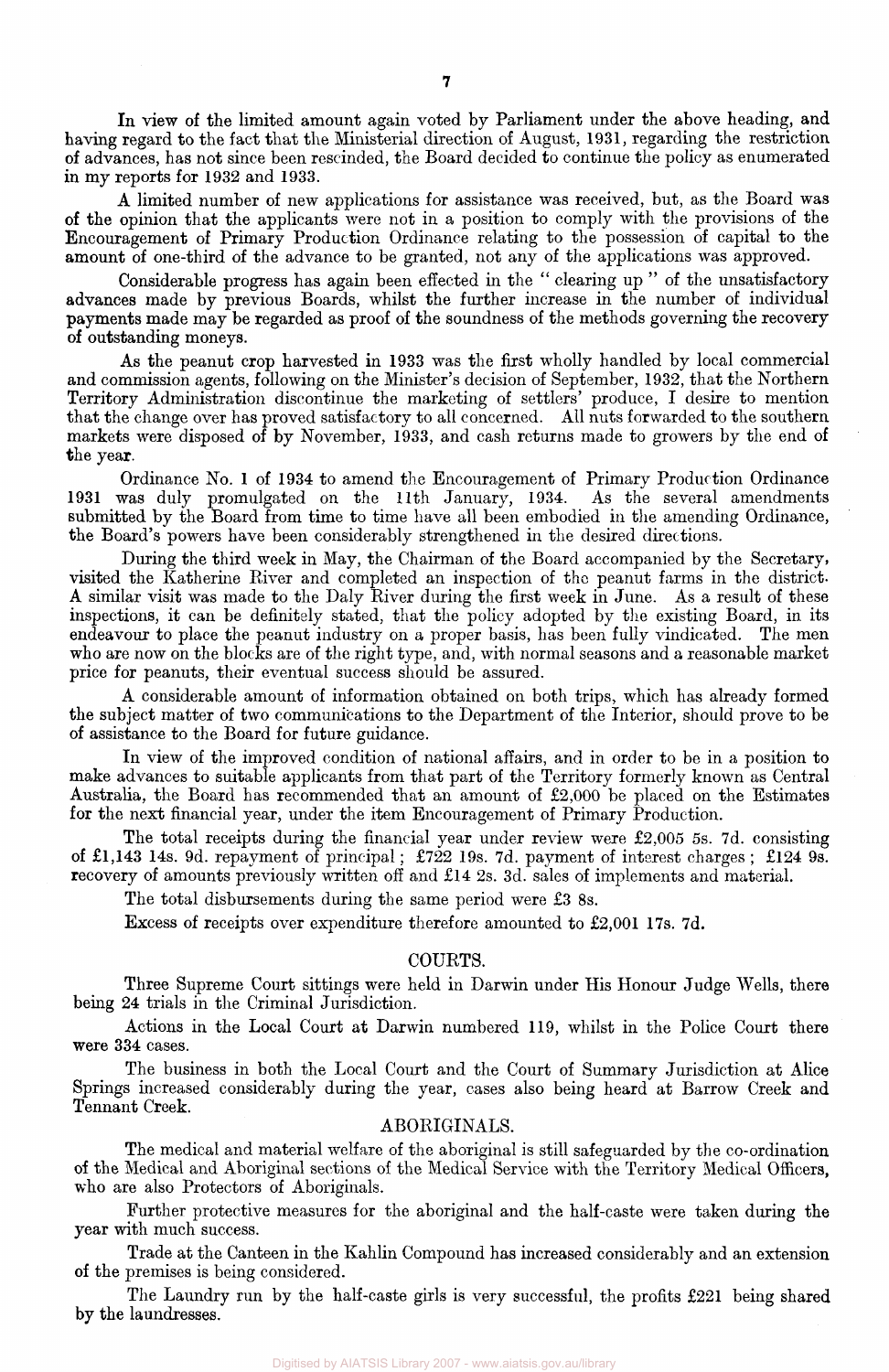In view of the limited amount again voted by Parliament under the above heading, and having regard to the fact that the Ministerial direction of August, 1931, regarding the restriction of advances, has not since been rescinded, the Board decided to continue the policy as enumerated in my reports for 1932 and 1933.

A limited number of new applications for assistance was received, but, as the Board was of the opinion that the applicants were not in a position to comply with the provisions of the Encouragement of Primary Production Ordinance relating to the possession of capital to the amount of one-third of the advance to be granted, not any of the applications was approved.

Considerable progress has again been effected in the " clearing up " of the unsatisfactory advances made by previous Boards, whilst the further increase in the number of individual payments made may be regarded as proof of the soundness of the methods governing the recovery of outstanding moneys.

As the peanut crop harvested in 1933 was the first wholly handled by local commercial and commission agents, following on the Minister's decision of September, 1932, that the Northern Territory Administration discontinue the marketing of settlers' produce, I desire to mention that the change over has proved satisfactory to all concerned. All nuts forwarded to the southern markets were disposed of by November, 1933, and cash returns made to growers by the end of the year.

Ordinance No. 1 of 1934 to amend the Encouragement of Primary Production Ordinance 1931 was duly promulgated on the 11th January, 1934. As the several amendments submitted by the Board from time to time have all been embodied in the amending Ordinance, the Board's powers have been considerably strengthened in the desired directions.

During the third week in May, the Chairman of the Board accompanied by the Secretary, visited the Katherine River and completed an inspection of the peanut farms in the district. A similar visit was made to the Daly River during the first week in June. As a result of these inspections, it can be definitely stated, that the policy adopted by the existing Board, in its endeavour to place the peanut industry on a proper basis, has been fully vindicated. The men who are now on the blocks are of the right type, and, with normal seasons and a reasonable market price for peanuts, their eventual success should be assured.

A considerable amount of information obtained on both trips, which has already formed the subject matter of two communications to the Department of the Interior, should prove to be of assistance to the Board for future guidance.

In view of the improved condition of national affairs, and in order to be in a position to make advances to suitable applicants from that part of the Territory formerly known as Central Australia, the Board has recommended that an amount of £2,000 be placed on the Estimates for the next financial year, under the item Encouragement of Primary Production.

The total receipts during the financial year under review were £2,005 5s. 7d. consisting of £1,143 14s. 9d. repayment of principal; £722 19s. 7d. payment of interest charges; £124 9s. recovery of amounts previously written off and £14 2s. 3d. sales of implements and material.

The total disbursements during the same period were £3 8s.

Excess of receipts over expenditure therefore amounted to £2,001 17s. 7d.

## COURTS.

Three Supreme Court sittings were held in Darwin under His Honour Judge Wells, there being 24 trials in the Criminal Jurisdiction.

Actions in the Local Court at Darwin numbered 119, whilst in the Police Court there were 334 cases.

The business in both the Local Court and the Court of Summary Jurisdiction at Alice Springs increased considerably during the year, cases also being heard at Barrow Creek and Tennant Creek.

## ABORIGINALS.

The medical and material welfare of the aboriginal is still safeguarded by the co-ordination of the Medical and Aboriginal sections of the Medical Service with the Territory Medical Officers, who are also Protectors of Aboriginals.

Further protective measures for the aboriginal and the half-caste were taken during the year with much success.

Trade at the Canteen in the Kahlin Compound has increased considerably and an extension of the premises is being considered.

The Laundry run by the half-caste girls is very successful, the profits £221 being shared by the laundresses.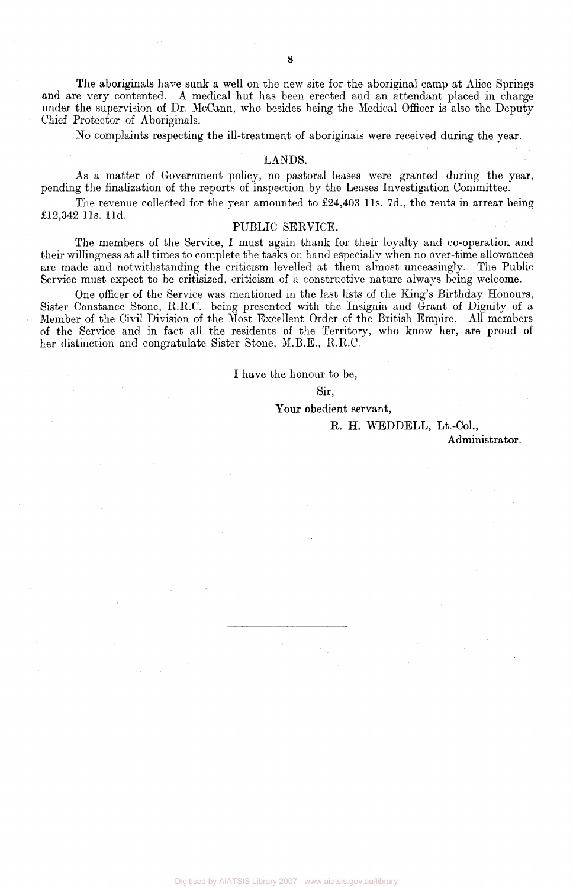The aboriginals have sunk a well on the new site for the aboriginal camp at Alice Springs and are very contented. A medical hut has been erected and an attendant placed in charge under the supervision of Dr. McCann, who besides being the Medical Officer is also the Deputy Chief Protector of Aboriginals.

No complaints respecting the ill-treatment of aboriginals were received during the year.

## LANDS.

As a matter of Government policy, no pastoral leases were granted during the year, pending the finalization of the reports of inspection by the Leases Investigation Committee.

The revenue collected for the year amounted to £24,403 11s. 7d., the rents in arrear being £12,342 11s. 11d.

## PUBLIC SERVICE.

The members of the Service, I must again thank for their loyalty and co-operation and their willingness at all times to complete the tasks on hand especially when no over-time allowances are made and notwithstanding the criticism levelled at them almost unceasingly. The Public Service must expect to be critisized, criticism of a constructive nature always being welcome.

One officer of the Service was mentioned in the last lists of the King's Birthday Honours, Sister Constance Stone, R.R.C. being presented with the Insignia and Grant of Dignity of a Member of the Civil Division of the Most Excellent Order of the British Empire. All members of the Service and in fact all the residents of the Territory, who know her, are proud of her distinction and congratulate Sister Stone, M.B.E., R.R.C.

I have the honour to be,

Sir,

Your obedient servant,

R. H. WEDDELL, Lt.-Col.,
Administrator.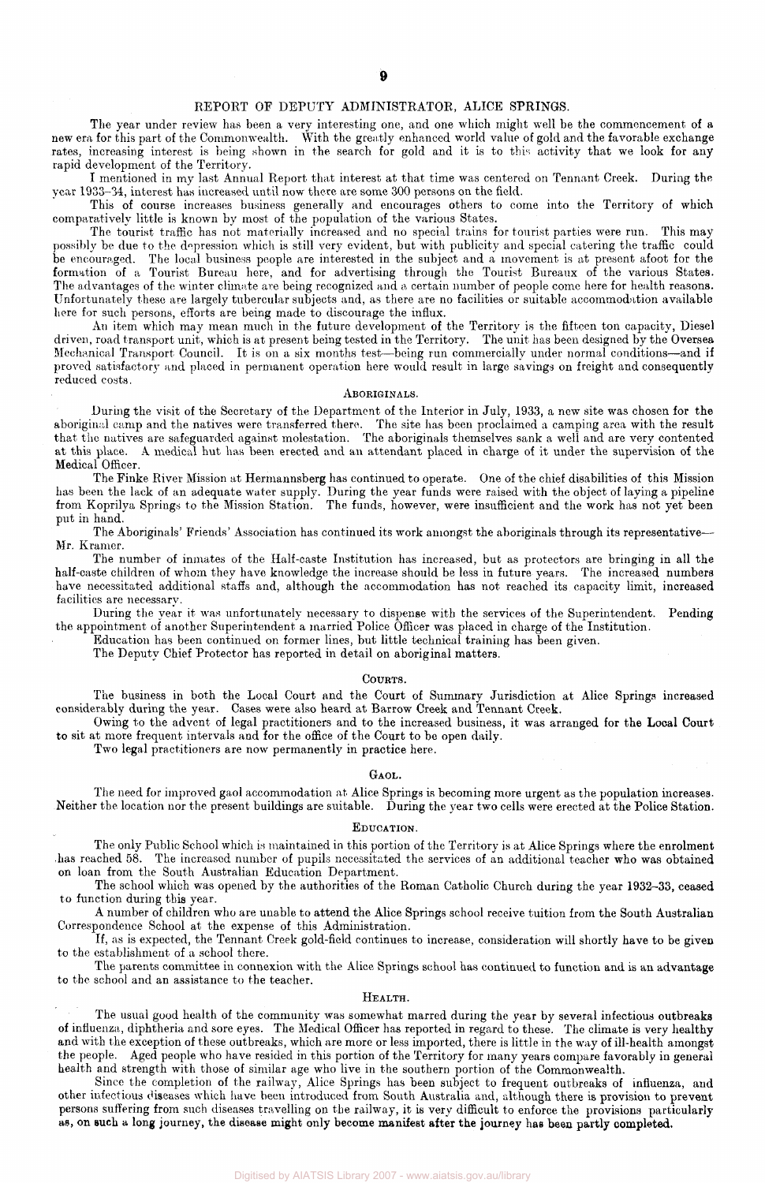## REPORT OF DEPUTY ADMINISTRATOR, ALICE SPRINGS.

The year under review has been a very interesting one, and one which might well be the commencement of a new era for this part of the Commonwealth. With the greatly enhanced world value of gold and the favorable exchange rates, increasing interest is being shown in the search for gold and it is to this activity that we look for any rapid development of the Territory.

I mentioned in my last Annual Report that interest at that time was centered on Tennant Creek. During the year 1933–34, interest has increased until now there are some 300 persons on the field.

This of course increases business generally and encourages others to come into the Territory of which comparatively little is known by most of the population of the various States.

The tourist traffic has not materially increased and no special trains for tourist parties were run. This may possibly be due to the depression which is still very evident, but with publicity and special catering the traffic could be encouraged. The local business people are interested in the subject and a movement is at present afoot for the formation of a Tourist Bureau here, and for advertising through the Tourist Bureaux of the various States. The advantages of the winter climate are being recognized and a certain number of people come here for health reasons. Unfortunately these are largely tubercular subjects and, as there are no facilities or suitable accommodation available here for such persons, efforts are being made to discourage the influx.

An item which may mean much in the future development of the Territory is the fifteen ton capacity, Diesel driven, road transport unit, which is at present being tested in the Territory. The unit has been designed by the Oversea Mechanical Transport Council. It is on a six months test—being run commercially under normal conditions—and if proved satisfactory and placed in permanent operation here would result in large savings on freight and consequently reduced costs.

### ABORIGINALS.

During the visit of the Secretary of the Department of the Interior in July, 1933, a new site was chosen for the aboriginal camp and the natives were transferred there. The site has been proclaimed a camping area with the result that the natives are safeguarded against molestation. The aboriginals themselves sank a well and are very contented at this place. A medical hut has been erected and an attendant placed in charge of it under the supervision of the Medical Officer.

The Finke River Mission at Hermannsberg has continued to operate. One of the chief disabilities of this Mission has been the lack of an adequate water supply. During the year funds were raised with the object of laying a pipeline from Koprilya Springs to the Mission Station. The funds, however, were insufficient and the work has not yet been put in hand.

The Aboriginals' Friends' Association has continued its work amongst the aboriginals through its representative—Mr. Kramer.

The number of inmates of the Half-caste Institution has increased, but as protectors are bringing in all the half-caste children of whom they have knowledge the increase should be less in future years. The increased numbers have necessitated additional staffs and, although the accommodation has not reached its capacity limit, increased facilities are necessary.

During the year it was unfortunately necessary to dispense with the services of the Superintendent. Pending the appointment of another Superintendent a married Police Officer was placed in charge of the Institution.

Education has been continued on former lines, but little technical training has been given.

The Deputy Chief Protector has reported in detail on aboriginal matters.

### COURTS.

The business in both the Local Court and the Court of Summary Jurisdiction at Alice Springs increased considerably during the year. Cases were also heard at Barrow Creek and Tennant Creek.

Owing to the advent of legal practitioners and to the increased business, it was arranged for the Local Court to sit at more frequent intervals and for the office of the Court to be open daily.

Two legal practitioners are now permanently in practice here.

### GAOL.

The need for improved gaol accommodation at Alice Springs is becoming more urgent as the population increases. Neither the location nor the present buildings are suitable. During the year two cells were erected at the Police Station.

### EDUCATION.

The only Public School which is maintained in this portion of the Territory is at Alice Springs where the enrolment has reached 58. The increased number of pupils necessitated the services of an additional teacher who was obtained on loan from the South Australian Education Department.

The school which was opened by the authorities of the Roman Catholic Church during the year 1932–33, ceased to function during this year.

A number of children who are unable to attend the Alice Springs school receive tuition from the South Australian Correspondence School at the expense of this Administration.

If, as is expected, the Tennant Creek gold-field continues to increase, consideration will shortly have to be given to the establishment of a school there.

The parents committee in connexion with the Alice Springs school has continued to function and is an advantage to the school and an assistance to the teacher.

### HEALTH.

The usual good health of the community was somewhat marred during the year by several infectious outbreaks of influenza, diphtheria and sore eyes. The Medical Officer has reported in regard to these. The climate is very healthy and with the exception of these outbreaks, which are more or less imported, there is little in the way of ill-health amongst the people. Aged people who have resided in this portion of the Territory for many years compare favorably in general health and strength with those of similar age who live in the southern portion of the Commonwealth.

Since the completion of the railway, Alice Springs has been subject to frequent outbreaks of influenza, and other infectious diseases which have been introduced from South Australia and, although there is provision to prevent persons suffering from such diseases travelling on the railway, it is very difficult to enforce the provisions particularly as, on such a long journey, the disease might only become manifest after the journey has been partly completed.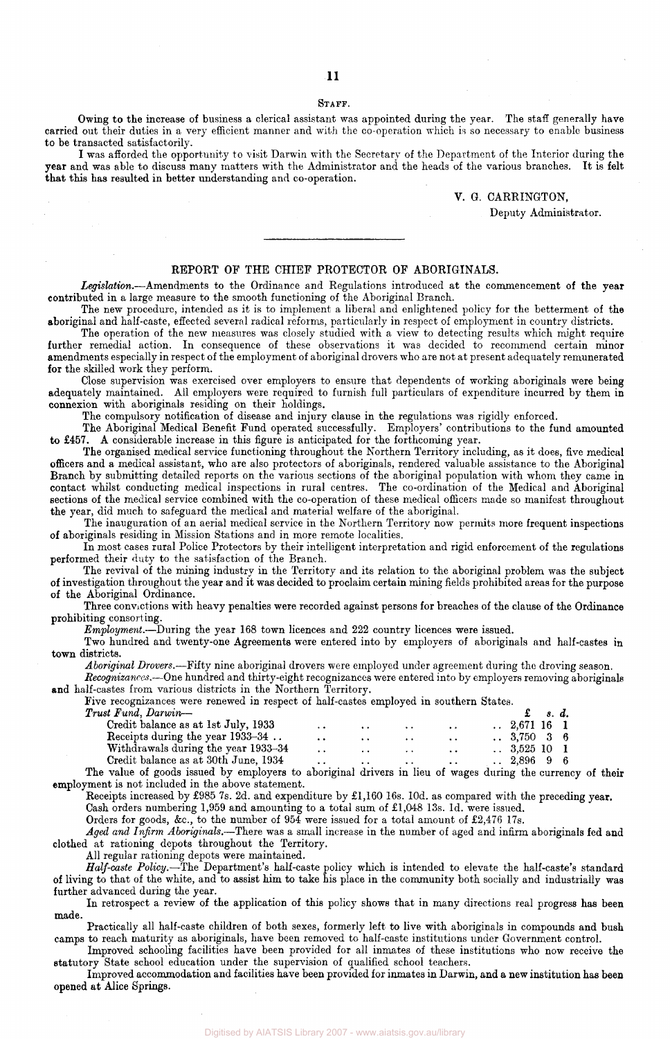### STAFF.

Owing to the increase of business a clerical assistant was appointed during the year. The staff generally have carried out their duties in a very efficient manner and with the co-operation which is so necessary to enable business to be transacted satisfactorily.

I was afforded the opportunity to visit Darwin with the Secretary of the Department of the Interior during the year and was able to discuss many matters with the Administrator and the heads of the various branches. It is felt that this has resulted in better understanding and co-operation.

V. G. CARRINGTON,
Deputy Administrator.

---

## REPORT OF THE CHIEF PROTECTOR OF ABORIGINALS.

*Legislation.*—Amendments to the Ordinance and Regulations introduced at the commencement of the year contributed in a large measure to the smooth functioning of the Aboriginal Branch.

The new procedure, intended as it is to implement a liberal and enlightened policy for the betterment of the aboriginal and half-caste, effected several radical reforms, particularly in respect of employment in country districts.

The operation of the new measures was closely studied with a view to detecting results which might require further remedial action. In consequence of these observations it was decided to recommend certain minor amendments especially in respect of the employment of aboriginal drovers who are not at present adequately remunerated for the skilled work they perform.

Close supervision was exercised over employers to ensure that dependents of working aboriginals were being adequately maintained. All employers were required to furnish full particulars of expenditure incurred by them in connexion with aboriginals residing on their holdings.

The compulsory notification of disease and injury clause in the regulations was rigidly enforced.

The Aboriginal Medical Benefit Fund operated successfully. Employers' contributions to the fund amounted to £457. A considerable increase in this figure is anticipated for the forthcoming year.

The organised medical service functioning throughout the Northern Territory including, as it does, five medical officers and a medical assistant, who are also protectors of aboriginals, rendered valuable assistance to the Aboriginal Branch by submitting detailed reports on the various sections of the aboriginal population with whom they came in contact whilst conducting medical inspections in rural centres. The co-ordination of the Medical and Aboriginal sections of the medical service combined with the co-operation of these medical officers made so manifest throughout the year, did much to safeguard the medical and material welfare of the aboriginal.

The inauguration of an aerial medical service in the Northern Territory now permits more frequent inspections of aboriginals residing in Mission Stations and in more remote localities.

In most cases rural Police Protectors by their intelligent interpretation and rigid enforcement of the regulations performed their duty to the satisfaction of the Branch.

The revival of the mining industry in the Territory and its relation to the aboriginal problem was the subject of investigation throughout the year and it was decided to proclaim certain mining fields prohibited areas for the purpose of the Aboriginal Ordinance.

Three convictions with heavy penalties were recorded against persons for breaches of the clause of the Ordinance prohibiting consorting.

*Employment.*—During the year 168 town licences and 222 country licences were issued.

Two hundred and twenty-one Agreements were entered into by employers of aboriginals and half-castes in town districts.

*Aboriginal Drovers.*—Fifty nine aboriginal drovers were employed under agreement during the droving season.

*Recognizances.*—One hundred and thirty-eight recognizances were entered into by employers removing aboriginals and half-castes from various districts in the Northern Territory.

Five recognizances were renewed in respect of half-castes employed in southern States.

*Trust Fund, Darwin*—

| | £ | s. | d. |
|---|---|---|---|
| Credit balance as at 1st July, 1933 | 2,671 | 16 | 1 |
| Receipts during the year 1933–34 | 3,750 | 3 | 6 |
| Withdrawals during the year 1933–34 | 3,525 | 10 | 1 |
| Credit balance as at 30th June, 1934 | 2,896 | 9 | 6 |

The value of goods issued by employers to aboriginal drivers in lieu of wages during the currency of their employment is not included in the above statement.

Receipts increased by £985 7s. 2d. and expenditure by £1,160 16s. 10d. as compared with the preceding year.

Cash orders numbering 1,959 and amounting to a total sum of £1,048 13s. 1d. were issued.

Orders for goods, &c., to the number of 954 were issued for a total amount of £2,476 17s.

*Aged and Infirm Aboriginals.*—There was a small increase in the number of aged and infirm aboriginals fed and clothed at rationing depots throughout the Territory.

All regular rationing depots were maintained.

*Half-caste Policy.*—The Department's half-caste policy which is intended to elevate the half-caste's standard of living to that of the white, and to assist him to take his place in the community both socially and industrially was further advanced during the year.

In retrospect a review of the application of this policy shows that in many directions real progress has been made.

Practically all half-caste children of both sexes, formerly left to live with aboriginals in compounds and bush camps to reach maturity as aboriginals, have been removed to half-caste institutions under Government control.

Improved schooling facilities have been provided for all inmates of these institutions who now receive the statutory State school education under the supervision of qualified school teachers.

Improved accommodation and facilities have been provided for inmates in Darwin, and a new institution has been opened at Alice Springs.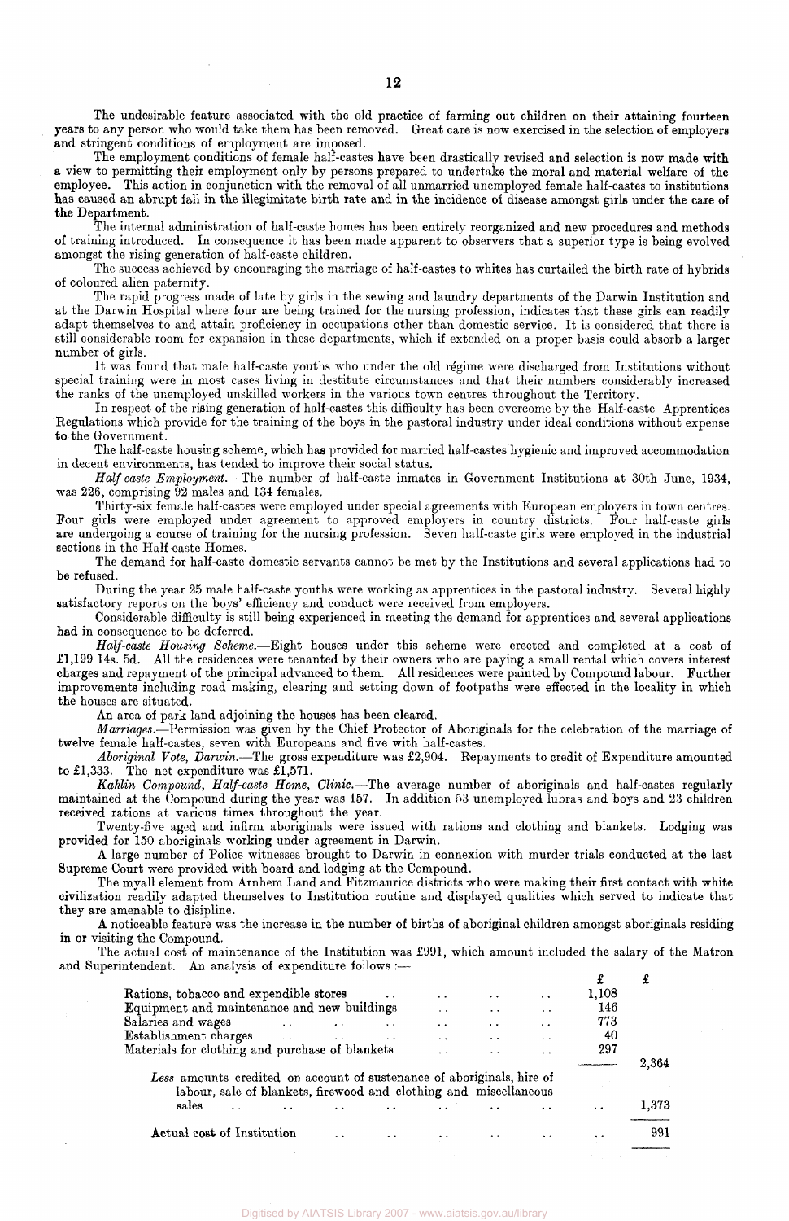The undesirable feature associated with the old practice of farming out children on their attaining fourteen years to any person who would take them has been removed. Great care is now exercised in the selection of employers and stringent conditions of employment are imposed.

The employment conditions of female half-castes have been drastically revised and selection is now made with a view to permitting their employment only by persons prepared to undertake the moral and material welfare of the employee. This action in conjunction with the removal of all unmarried unemployed female half-castes to institutions has caused an abrupt fall in the illegitimate birth rate and in the incidence of disease amongst girls under the care of the Department.

The internal administration of half-caste homes has been entirely reorganized and new procedures and methods of training introduced. In consequence it has been made apparent to observers that a superior type is being evolved amongst the rising generation of half-caste children.

The success achieved by encouraging the marriage of half-castes to whites has curtailed the birth rate of hybrids of coloured alien paternity.

The rapid progress made of late by girls in the sewing and laundry departments of the Darwin Institution and at the Darwin Hospital where four are being trained for the nursing profession, indicates that these girls can readily adapt themselves to and attain proficiency in occupations other than domestic service. It is considered that there is still considerable room for expansion in these departments, which if extended on a proper basis could absorb a larger number of girls.

It was found that male half-caste youths who under the old régime were discharged from Institutions without special training were in most cases living in destitute circumstances and that their numbers considerably increased the ranks of the unemployed unskilled workers in the various town centres throughout the Territory.

In respect of the rising generation of half-castes this difficulty has been overcome by the Half-caste Apprentices Regulations which provide for the training of the boys in the pastoral industry under ideal conditions without expense to the Government.

The half-caste housing scheme, which has provided for married half-castes hygienic and improved accommodation in decent environments, has tended to improve their social status.

*Half-caste Employment.*—The number of half-caste inmates in Government Institutions at 30th June, 1934, was 226, comprising 92 males and 134 females.

Thirty-six female half-castes were employed under special agreements with European employers in town centres. Four girls were employed under agreement to approved employers in country districts. Four half-caste girls are undergoing a course of training for the nursing profession. Seven half-caste girls were employed in the industrial sections in the Half-caste Homes.

The demand for half-caste domestic servants cannot be met by the Institutions and several applications had to be refused.

During the year 25 male half-caste youths were working as apprentices in the pastoral industry. Several highly satisfactory reports on the boys' efficiency and conduct were received from employers.

Considerable difficulty is still being experienced in meeting the demand for apprentices and several applications had in consequence to be deferred.

*Half-caste Housing Scheme.*—Eight houses under this scheme were erected and completed at a cost of £1,199 14s. 5d. All the residences were tenanted by their owners who are paying a small rental which covers interest charges and repayment of the principal advanced to them. All residences were painted by Compound labour. Further improvements including road making, clearing and setting down of footpaths were effected in the locality in which the houses are situated.

An area of park land adjoining the houses has been cleared.

*Marriages.*—Permission was given by the Chief Protector of Aboriginals for the celebration of the marriage of twelve female half-castes, seven with Europeans and five with half-castes.

*Aboriginal Vote, Darwin.*—The gross expenditure was £2,904. Repayments to credit of Expenditure amounted to £1,333. The net expenditure was £1,571.

*Kahlin Compound, Half-caste Home, Clinic.*—The average number of aboriginals and half-castes regularly maintained at the Compound during the year was 157. In addition 53 unemployed lubras and boys and 23 children received rations at various times throughout the year.

Twenty-five aged and infirm aboriginals were issued with rations and clothing and blankets. Lodging was provided for 150 aboriginals working under agreement in Darwin.

A large number of Police witnesses brought to Darwin in connexion with murder trials conducted at the last Supreme Court were provided with board and lodging at the Compound.

The myall element from Arnhem Land and Fitzmaurice districts who were making their first contact with white civilization readily adapted themselves to Institution routine and displayed qualities which served to indicate that they are amenable to disipline.

A noticeable feature was the increase in the number of births of aboriginal children amongst aboriginals residing in or visiting the Compound.

The actual cost of maintenance of the Institution was £991, which amount included the salary of the Matron and Superintendent. An analysis of expenditure follows :—

| | £ | £ |
|---|---|---|
| Rations, tobacco and expendible stores | 1,108 | |
| Equipment and maintenance and new buildings | 146 | |
| Salaries and wages | 773 | |
| Establishment charges | 40 | |
| Materials for clothing and purchase of blankets | 297 | |
| | | 2,364 |
| *Less* amounts credited on account of sustenance of aboriginals, hire of labour, sale of blankets, firewood and clothing and miscellaneous sales | | 1,373 |
| Actual cost of Institution | | 991 |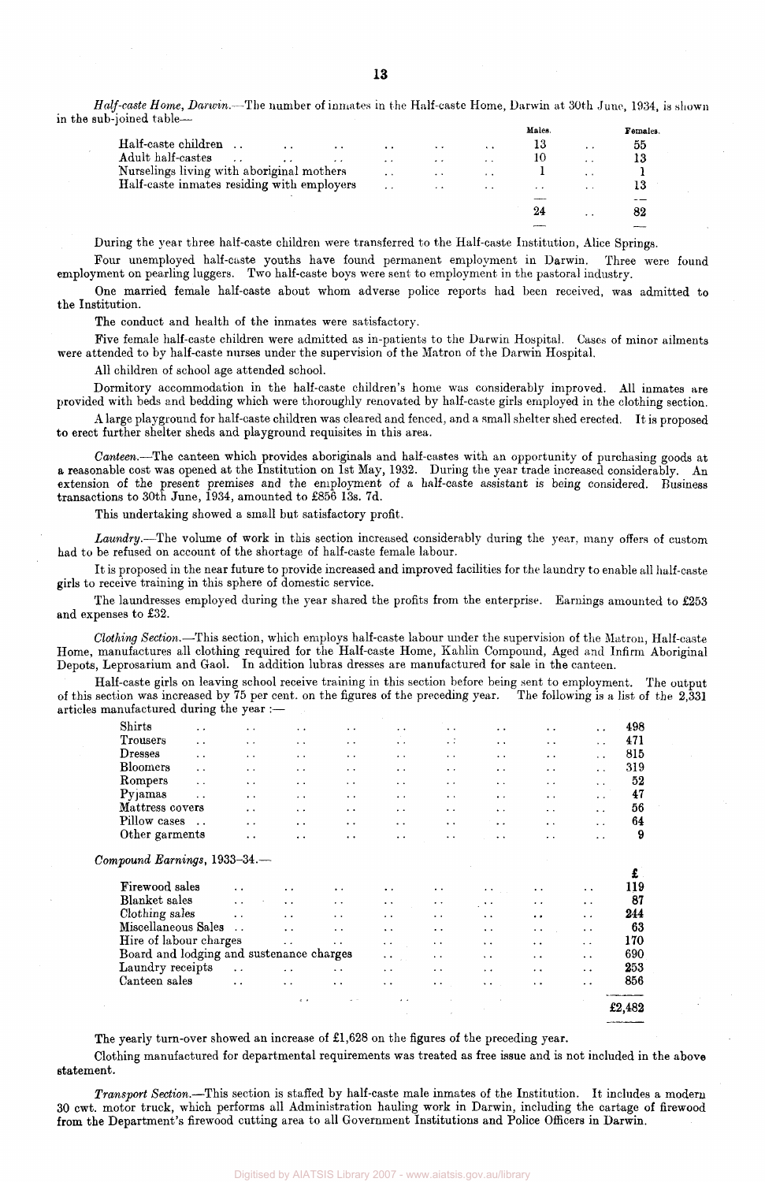*Half-caste Home, Darwin.*—The number of inmates in the Half-caste Home, Darwin at 30th June, 1934, is shown in the sub-joined table—

| | Males. | Females. |
|---|---|---|
| Half-caste children | 13 | 55 |
| Adult half-castes | 10 | 13 |
| Nurselings living with aboriginal mothers | 1 | 1 |
| Half-caste inmates residing with employers | .. | 13 |
| | 24 | 82 |

During the year three half-caste children were transferred to the Half-caste Institution, Alice Springs.

Four unemployed half-caste youths have found permanent employment in Darwin. Three were found employment on pearling luggers. Two half-caste boys were sent to employment in the pastoral industry.

One married female half-caste about whom adverse police reports had been received, was admitted to the Institution.

The conduct and health of the inmates were satisfactory.

Five female half-caste children were admitted as in-patients to the Darwin Hospital. Cases of minor ailments were attended to by half-caste nurses under the supervision of the Matron of the Darwin Hospital.

All children of school age attended school.

Dormitory accommodation in the half-caste children's home was considerably improved. All inmates are provided with beds and bedding which were thoroughly renovated by half-caste girls employed in the clothing section.

A large playground for half-caste children was cleared and fenced, and a small shelter shed erected. It is proposed to erect further shelter sheds and playground requisites in this area.

*Canteen.*—The canteen which provides aboriginals and half-castes with an opportunity of purchasing goods at a reasonable cost was opened at the Institution on 1st May, 1932. During the year trade increased considerably. An extension of the present premises and the employment of a half-caste assistant is being considered. Business transactions to 30th June, 1934, amounted to £856 13s. 7d.

This undertaking showed a small but satisfactory profit.

*Laundry.*—The volume of work in this section increased considerably during the year, many offers of custom had to be refused on account of the shortage of half-caste female labour.

It is proposed in the near future to provide increased and improved facilities for the laundry to enable all half-caste girls to receive training in this sphere of domestic service.

The laundresses employed during the year shared the profits from the enterprise. Earnings amounted to £253 and expenses to £32.

*Clothing Section.*—This section, which employs half-caste labour under the supervision of the Matron, Half-caste Home, manufactures all clothing required for the Half-caste Home, Kahlin Compound, Aged and Infirm Aboriginal Depots, Leprosarium and Gaol. In addition lubras dresses are manufactured for sale in the canteen.

Half-caste girls on leaving school receive training in this section before being sent to employment. The output of this section was increased by 75 per cent. on the figures of the preceding year. The following is a list of the 2,331 articles manufactured during the year :—

| | |
|---|---|
| Shirts | 498 |
| Trousers | 471 |
| Dresses | 815 |
| Bloomers | 319 |
| Rompers | 52 |
| Pyjamas | 47 |
| Mattress covers | 56 |
| Pillow cases | 64 |
| Other garments | 9 |

*Compound Earnings,* 1933–34.—

| | £ |
|---|---|
| Firewood sales | 119 |
| Blanket sales | 87 |
| Clothing sales | 244 |
| Miscellaneous Sales | 63 |
| Hire of labour charges | 170 |
| Board and lodging and sustenance charges | 690 |
| Laundry receipts | 253 |
| Canteen sales | 856 |
| | £2,482 |

The yearly turn-over showed an increase of £1,628 on the figures of the preceding year.

Clothing manufactured for departmental requirements was treated as free issue and is not included in the above statement.

*Transport Section.*—This section is staffed by half-caste male inmates of the Institution. It includes a modern 30 cwt. motor truck, which performs all Administration hauling work in Darwin, including the cartage of firewood from the Department's firewood cutting area to all Government Institutions and Police Officers in Darwin.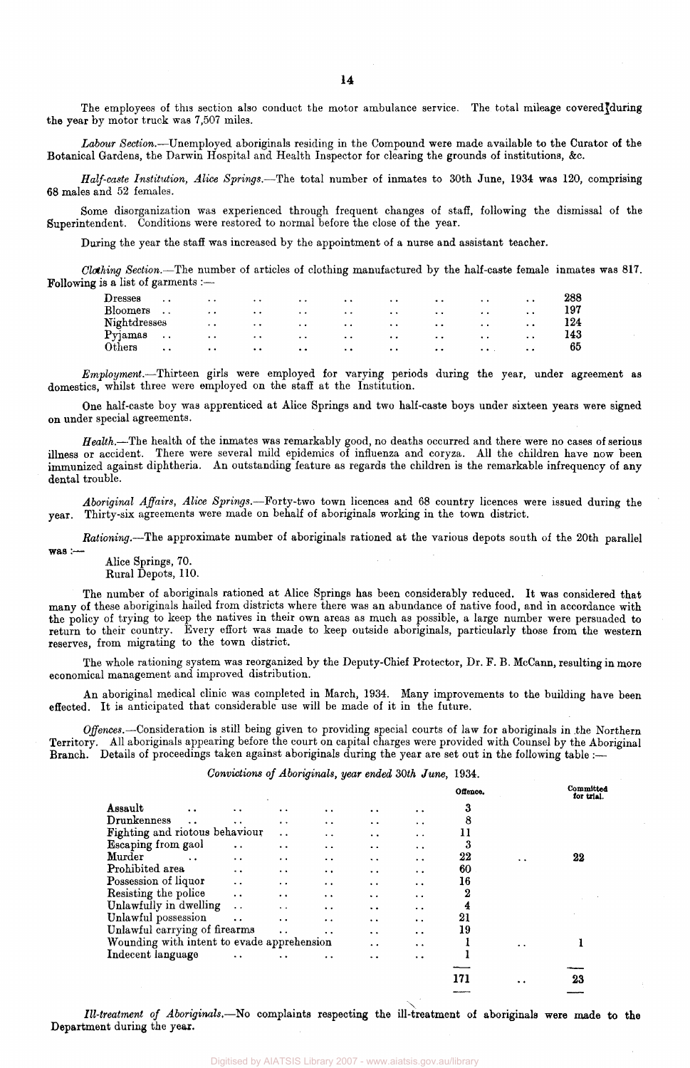The employees of this section also conduct the motor ambulance service. The total mileage covered during the year by motor truck was 7,507 miles.

*Labour Section.*—Unemployed aboriginals residing in the Compound were made available to the Curator of the Botanical Gardens, the Darwin Hospital and Health Inspector for clearing the grounds of institutions, &c.

*Half-caste Institution, Alice Springs.*—The total number of inmates to 30th June, 1934 was 120, comprising 68 males and 52 females.

Some disorganization was experienced through frequent changes of staff, following the dismissal of the Superintendent. Conditions were restored to normal before the close of the year.

During the year the staff was increased by the appointment of a nurse and assistant teacher.

*Clothing Section.*—The number of articles of clothing manufactured by the half-caste female inmates was 817. Following is a list of garments :—

| | |
|---|---|
| Dresses | 288 |
| Bloomers | 197 |
| Nightdresses | 124 |
| Pyjamas | 143 |
| Others | 65 |

*Employment.*—Thirteen girls were employed for varying periods during the year, under agreement as domestics, whilst three were employed on the staff at the Institution.

One half-caste boy was apprenticed at Alice Springs and two half-caste boys under sixteen years were signed on under special agreements.

*Health.*—The health of the inmates was remarkably good, no deaths occurred and there were no cases of serious illness or accident. There were several mild epidemics of influenza and coryza. All the children have now been immunized against diphtheria. An outstanding feature as regards the children is the remarkable infrequency of any dental trouble.

*Aboriginal Affairs, Alice Springs.*—Forty-two town licences and 68 country licences were issued during the year. Thirty-six agreements were made on behalf of aboriginals working in the town district.

*Rationing.*—The approximate number of aboriginals rationed at the various depots south of the 20th parallel was :—

Alice Springs, 70.
Rural Depots, 110.

The number of aboriginals rationed at Alice Springs has been considerably reduced. It was considered that many of these aboriginals hailed from districts where there was an abundance of native food, and in accordance with the policy of trying to keep the natives in their own areas as much as possible, a large number were persuaded to return to their country. Every effort was made to keep outside aboriginals, particularly those from the western reserves, from migrating to the town district.

The whole rationing system was reorganized by the Deputy-Chief Protector, Dr. F. B. McCann, resulting in more economical management and improved distribution.

An aboriginal medical clinic was completed in March, 1934. Many improvements to the building have been effected. It is anticipated that considerable use will be made of it in the future.

*Offences.*—Consideration is still being given to providing special courts of law for aboriginals in the Northern Territory. All aboriginals appearing before the court on capital charges were provided with Counsel by the Aboriginal Branch. Details of proceedings taken against aboriginals during the year are set out in the following table :—

*Convictions of Aboriginals, year ended 30th June,* 1934.

| | Offence. | Committed for trial. |
|---|---|---|
| Assault | 3 | |
| Drunkenness | 8 | |
| Fighting and riotous behaviour | 11 | |
| Escaping from gaol | 3 | |
| Murder | 22 | 22 |
| Prohibited area | 60 | |
| Possession of liquor | 16 | |
| Resisting the police | 2 | |
| Unlawfully in dwelling | 4 | |
| Unlawful possession | 21 | |
| Unlawful carrying of firearms | 19 | |
| Wounding with intent to evade apprehension | 1 | 1 |
| Indecent language | 1 | |
| | 171 | 23 |

*Ill-treatment of Aboriginals.*—No complaints respecting the ill-treatment of aboriginals were made to the Department during the year.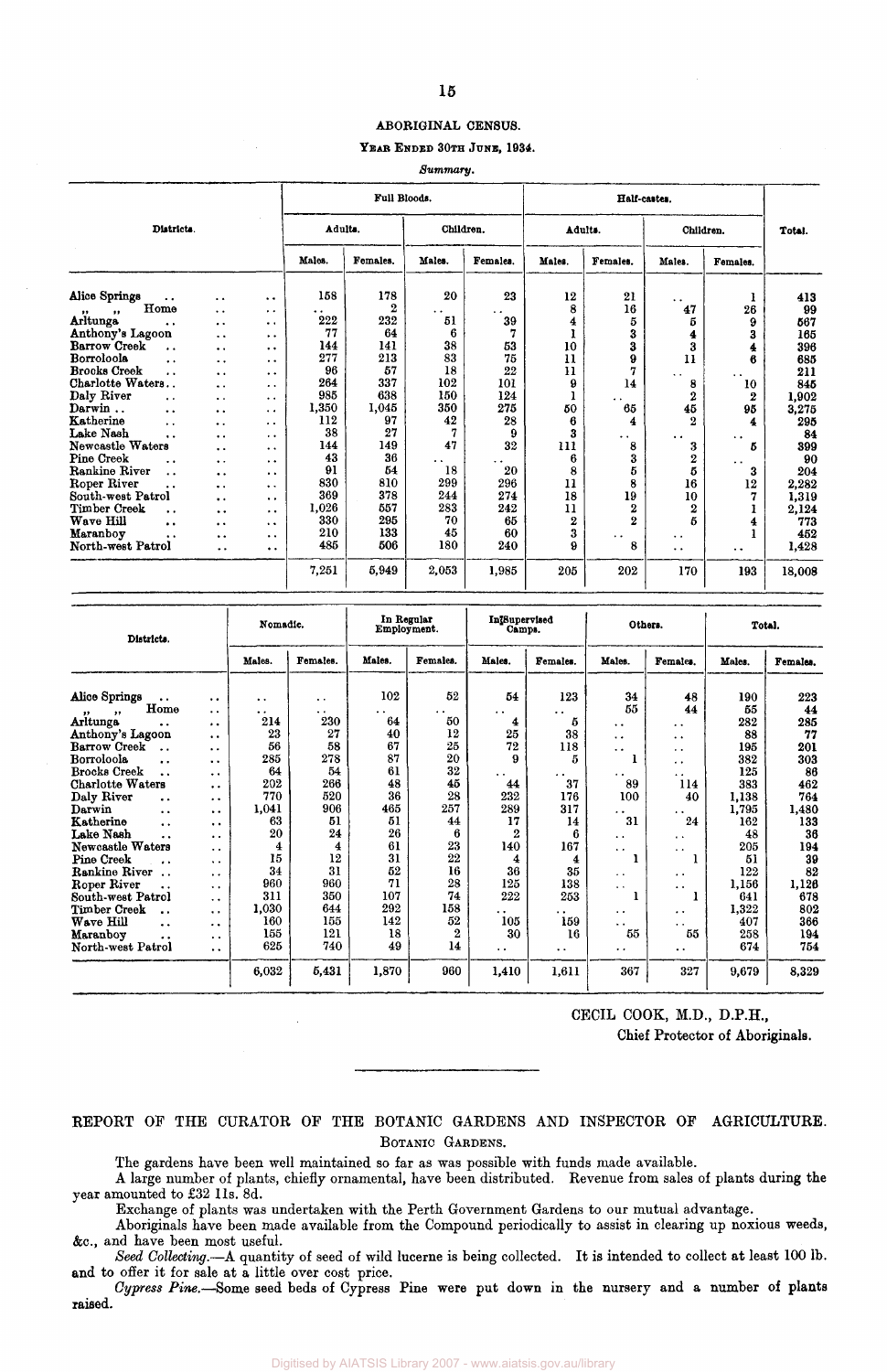## ABORIGINAL CENSUS.

### YEAR ENDED 30TH JUNE, 1934.

*Summary.*

| Districts. | Full Bloods. | | | | Half-castes. | | | | Total. |
|---|---|---|---|---|---|---|---|---|---|
| | Adults. | | Children. | | Adults. | | Children. | | |
| | Males. | Females. | Males. | Females. | Males. | Females. | Males. | Females. | |
| Alice Springs | 158 | 178 | 20 | 23 | 12 | 21 | .. | 1 | 413 |
| " " Home | .. | 2 | .. | .. | 8 | 16 | 47 | 26 | 99 |
| Arltunga | 222 | 232 | 51 | 39 | 4 | 5 | 5 | 9 | 567 |
| Anthony's Lagoon | 77 | 64 | 6 | 7 | 1 | 3 | 4 | 3 | 165 |
| Barrow Creek | 144 | 141 | 38 | 53 | 10 | 3 | 3 | 4 | 396 |
| Borroloola | 277 | 213 | 83 | 75 | 11 | 9 | 11 | 6 | 685 |
| Brocks Creek | 96 | 57 | 18 | 22 | 11 | 7 | .. | .. | 211 |
| Charlotte Waters | 264 | 337 | 102 | 101 | 9 | 14 | 8 | 10 | 845 |
| Daly River | 985 | 638 | 150 | 124 | 1 | .. | 2 | 2 | 1,902 |
| Darwin | 1,350 | 1,045 | 350 | 275 | 50 | 65 | 45 | 95 | 3,275 |
| Katherine | 112 | 97 | 42 | 28 | 6 | 4 | 2 | 4 | 295 |
| Lake Nash | 38 | 27 | 7 | 9 | 3 | .. | .. | .. | 84 |
| Newcastle Waters | 144 | 149 | 47 | 32 | 111 | 8 | 3 | 5 | 399 |
| Pine Creek | 43 | 36 | .. | .. | 6 | 3 | 2 | .. | 90 |
| Rankine River | 91 | 54 | 18 | 20 | 8 | 5 | 5 | 3 | 204 |
| Roper River | 830 | 810 | 299 | 296 | 11 | 8 | 16 | 12 | 2,282 |
| South-west Patrol | 369 | 378 | 244 | 274 | 18 | 19 | 10 | 7 | 1,319 |
| Timber Creek | 1,026 | 557 | 283 | 242 | 11 | 2 | 2 | 1 | 2,124 |
| Wave Hill | 330 | 295 | 70 | 65 | 2 | 2 | 5 | 4 | 773 |
| Maranboy | 210 | 133 | 45 | 60 | 3 | .. | .. | 1 | 452 |
| North-west Patrol | 485 | 506 | 180 | 240 | 9 | 8 | .. | .. | 1,428 |
| | 7,251 | 5,949 | 2,053 | 1,985 | 205 | 202 | 170 | 193 | 18,008 |

| Districts. | Nomadic. | | In Regular Employment. | | In Supervised Camps. | | Others. | | Total. | |
|---|---|---|---|---|---|---|---|---|---|---|
| | Males. | Females. | Males. | Females. | Males. | Females. | Males. | Females. | Males. | Females. |
| Alice Springs | .. | .. | 102 | 52 | 54 | 123 | 34 | 48 | 190 | 223 |
| " " Home | .. | .. | .. | .. | .. | .. | 55 | 44 | 55 | 44 |
| Arltunga | 214 | 230 | 64 | 50 | 4 | 5 | .. | .. | 282 | 285 |
| Anthony's Lagoon | 23 | 27 | 40 | 12 | 25 | 38 | .. | .. | 88 | 77 |
| Barrow Creek | 56 | 58 | 67 | 25 | 72 | 118 | .. | .. | 195 | 201 |
| Borroloola | 285 | 278 | 87 | 20 | 9 | 5 | 1 | .. | 382 | 303 |
| Brocks Creek | 64 | 54 | 61 | 32 | .. | .. | .. | .. | 125 | 86 |
| Charlotte Waters | 202 | 266 | 48 | 45 | 44 | 37 | 89 | 114 | 383 | 462 |
| Daly River | 770 | 520 | 36 | 28 | 232 | 176 | 100 | 40 | 1,138 | 764 |
| Darwin | 1,041 | 906 | 465 | 257 | 289 | 317 | .. | .. | 1,795 | 1,480 |
| Katherine | 63 | 51 | 51 | 44 | 17 | 14 | 31 | 24 | 162 | 133 |
| Lake Nash | 20 | 24 | 26 | 6 | 2 | 6 | .. | .. | 48 | 36 |
| Newcastle Waters | 4 | 4 | 61 | 23 | 140 | 167 | .. | .. | 205 | 194 |
| Pine Creek | 15 | 12 | 31 | 22 | 4 | 4 | 1 | 1 | 51 | 39 |
| Rankine River | 34 | 31 | 52 | 16 | 36 | 35 | .. | .. | 122 | 82 |
| Roper River | 960 | 960 | 71 | 28 | 125 | 138 | .. | .. | 1,156 | 1,126 |
| South-west Patrol | 311 | 350 | 107 | 74 | 222 | 253 | 1 | 1 | 641 | 678 |
| Timber Creek | 1,030 | 644 | 292 | 158 | .. | .. | .. | .. | 1,322 | 802 |
| Wave Hill | 160 | 155 | 142 | 52 | 105 | 159 | .. | .. | 407 | 366 |
| Maranboy | 155 | 121 | 18 | 2 | 30 | 16 | 55 | 55 | 258 | 194 |
| North-west Patrol | 625 | 740 | 49 | 14 | .. | .. | .. | .. | 674 | 754 |
| | 6,032 | 5,431 | 1,870 | 960 | 1,410 | 1,611 | 367 | 327 | 9,679 | 8,329 |

CECIL COOK, M.D., D.P.H.,
Chief Protector of Aboriginals.

---

## REPORT OF THE CURATOR OF THE BOTANIC GARDENS AND INSPECTOR OF AGRICULTURE.

### BOTANIC GARDENS.

The gardens have been well maintained so far as was possible with funds made available.

A large number of plants, chiefly ornamental, have been distributed. Revenue from sales of plants during the year amounted to £32 11s. 8d.

Exchange of plants was undertaken with the Perth Government Gardens to our mutual advantage.

Aboriginals have been made available from the Compound periodically to assist in clearing up noxious weeds, &c., and have been most useful.

*Seed Collecting.*—A quantity of seed of wild lucerne is being collected. It is intended to collect at least 100 lb. and to offer it for sale at a little over cost price.

*Cypress Pine.*—Some seed beds of Cypress Pine were put down in the nursery and a number of plants raised.